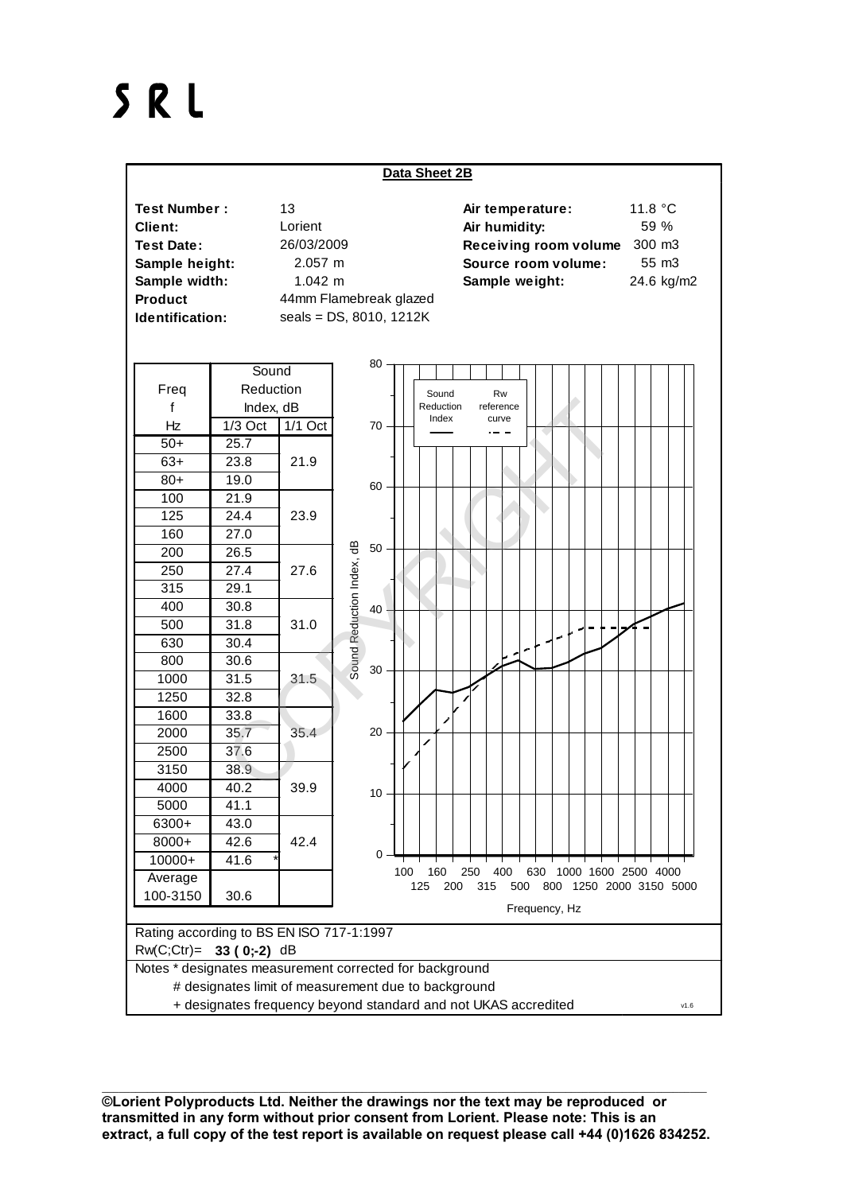# S R L

## Data Sheet 2B

| | | | |
|---|---|---|---|
| **Test Number :** | 13 | **Air temperature:** | 11.8 °C |
| **Client:** | Lorient | **Air humidity:** | 59 % |
| **Test Date:** | 26/03/2009 | **Receiving room volume** | 300 m3 |
| **Sample height:** | 2.057 m | **Source room volume:** | 55 m3 |
| **Sample width:** | 1.042 m | **Sample weight:** | 24.6 kg/m2 |
| **Product Identification:** | 44mm Flamebreak glazed seals = DS, 8010, 1212K | | |

| Freq f Hz | Sound Reduction Index, dB 1/3 Oct | 1/1 Oct |
|---|---|---|
| 50+ | 25.7 | |
| 63+ | 23.8 | 21.9 |
| 80+ | 19.0 | |
| 100 | 21.9 | |
| 125 | 24.4 | 23.9 |
| 160 | 27.0 | |
| 200 | 26.5 | |
| 250 | 27.4 | 27.6 |
| 315 | 29.1 | |
| 400 | 30.8 | |
| 500 | 31.8 | 31.0 |
| 630 | 30.4 | |
| 800 | 30.6 | |
| 1000 | 31.5 | 31.5 |
| 1250 | 32.8 | |
| 1600 | 33.8 | |
| 2000 | 35.7 | 35.4 |
| 2500 | 37.6 | |
| 3150 | 38.9 | |
| 4000 | 40.2 | 39.9 |
| 5000 | 41.1 | |
| 6300+ | 43.0 | |
| 8000+ | 42.6 | 42.4 |
| 10000+ | 41.6 * | |
| Average 100-3150 | 30.6 | |

Rating according to BS EN ISO 717-1:1997

Rw(C;Ctr)= **33 ( 0;-2)** dB

Notes * designates measurement corrected for background

# designates limit of measurement due to background

+ designates frequency beyond standard and not UKAS accredited

**©Lorient Polyproducts Ltd. Neither the drawings nor the text may be reproduced or transmitted in any form without prior consent from Lorient. Please note: This is an extract, a full copy of the test report is available on request please call +44 (0)1626 834252.**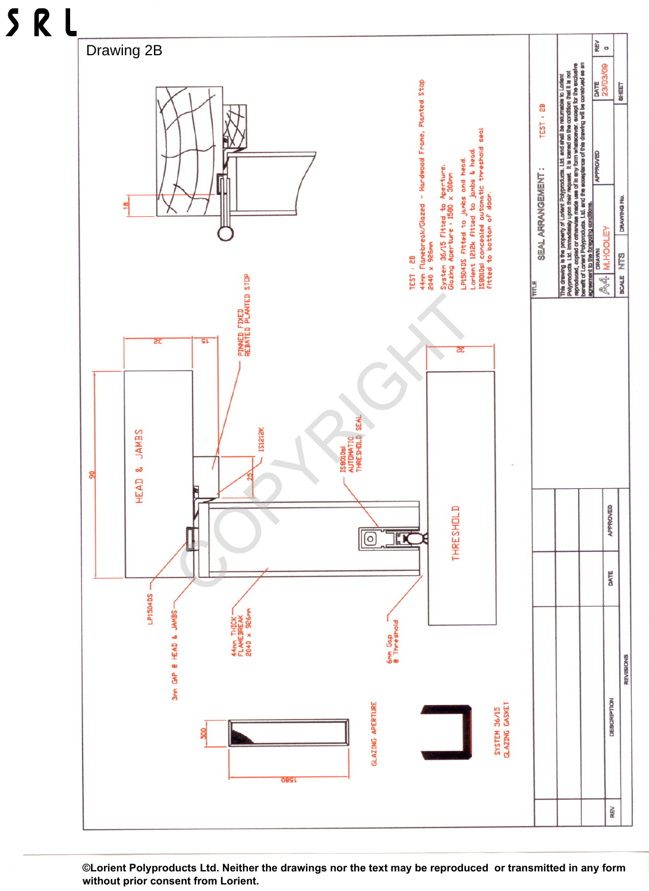SRL

Drawing 2B

TEST : 2B
44mm Flamebreak/Glazed - Hardwood Frame, Planted Stop
2040 x 926mm
System 36/15 Fitted to Aperture.
Glazing Aperture : 1580 x 300mm
LP1504DS fitted to jambs and head.
Lorient IS1212K fitted to jambs & head.
IS8010si concealed automatic threshold seal
fitted to bottom of door.

18

90

32

15

HEAD & JAMBS

PINNED FIXED REBATED PLANTED STOP

IS1212K

25

IS8010si AUTOMATIC THRESHOLD SEAL

38

THRESHOLD

LP1504DS

3mm GAP @ HEAD & JAMBS

44mm THICK FLAMEBREAK 2040 x 926mm

6mm Gap @ Threshold

300

1580

GLAZING APERTURE

SYSTEM 36/15 GLAZING GASKET

COPYRIGHT

TITLE

SEAL ARRANGEMENT : TEST : 2B

This drawing is the property of Lorient Polyproducts. Ltd. and shall be returnable to Lorient Polyproducts. Ltd. immediately upon their request. It is loaned on the condition that it is not reproduced, copied or otherwise made use of in any form whatsoever, except for the exclusive benefit of Lorient Polyproducts. Ltd. and the acceptance of this drawing will be construed as an agreement to the foregoing conditions.

| A4 | DRAWN | APPROVED | DATE | REV |
|---|---|---|---|---|
| | M.HOOLEY | | 23/03/09 | 0 |
| SCALE NTS | DRAWING No. | | SHEET | |

| REV | DESCRIPTION | DATE | APPROVED |
|---|---|---|---|
| | | | |

REVISIONS

©Lorient Polyproducts Ltd. Neither the drawings nor the text may be reproduced or transmitted in any form without prior consent from Lorient.